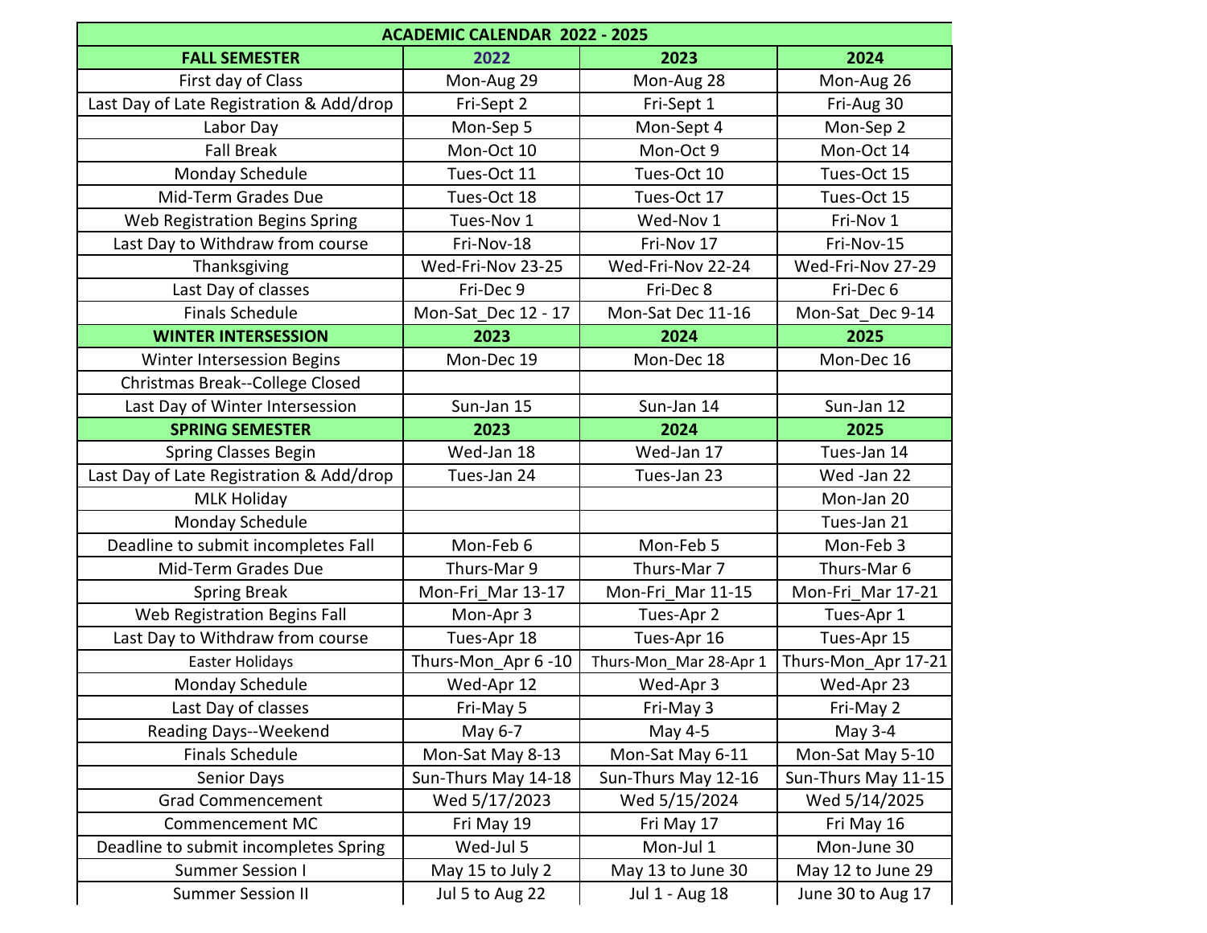| ACADEMIC CALENDAR 2022 - 2025 | | | |
|---|---|---|---|
| **FALL SEMESTER** | **2022** | **2023** | **2024** |
| First day of Class | Mon-Aug 29 | Mon-Aug 28 | Mon-Aug 26 |
| Last Day of Late Registration & Add/drop | Fri-Sept 2 | Fri-Sept 1 | Fri-Aug 30 |
| Labor Day | Mon-Sep 5 | Mon-Sept 4 | Mon-Sep 2 |
| Fall Break | Mon-Oct 10 | Mon-Oct 9 | Mon-Oct 14 |
| Monday Schedule | Tues-Oct 11 | Tues-Oct 10 | Tues-Oct 15 |
| Mid-Term Grades Due | Tues-Oct 18 | Tues-Oct 17 | Tues-Oct 15 |
| Web Registration Begins Spring | Tues-Nov 1 | Wed-Nov 1 | Fri-Nov 1 |
| Last Day to Withdraw from course | Fri-Nov-18 | Fri-Nov 17 | Fri-Nov-15 |
| Thanksgiving | Wed-Fri-Nov 23-25 | Wed-Fri-Nov 22-24 | Wed-Fri-Nov 27-29 |
| Last Day of classes | Fri-Dec 9 | Fri-Dec 8 | Fri-Dec 6 |
| Finals Schedule | Mon-Sat_Dec 12 - 17 | Mon-Sat Dec 11-16 | Mon-Sat_Dec 9-14 |
| **WINTER INTERSESSION** | **2023** | **2024** | **2025** |
| Winter Intersession Begins | Mon-Dec 19 | Mon-Dec 18 | Mon-Dec 16 |
| Christmas Break--College Closed | | | |
| Last Day of Winter Intersession | Sun-Jan 15 | Sun-Jan 14 | Sun-Jan 12 |
| **SPRING SEMESTER** | **2023** | **2024** | **2025** |
| Spring Classes Begin | Wed-Jan 18 | Wed-Jan 17 | Tues-Jan 14 |
| Last Day of Late Registration & Add/drop | Tues-Jan 24 | Tues-Jan 23 | Wed -Jan 22 |
| MLK Holiday | | | Mon-Jan 20 |
| Monday Schedule | | | Tues-Jan 21 |
| Deadline to submit incompletes Fall | Mon-Feb 6 | Mon-Feb 5 | Mon-Feb 3 |
| Mid-Term Grades Due | Thurs-Mar 9 | Thurs-Mar 7 | Thurs-Mar 6 |
| Spring Break | Mon-Fri_Mar 13-17 | Mon-Fri_Mar 11-15 | Mon-Fri_Mar 17-21 |
| Web Registration Begins Fall | Mon-Apr 3 | Tues-Apr 2 | Tues-Apr 1 |
| Last Day to Withdraw from course | Tues-Apr 18 | Tues-Apr 16 | Tues-Apr 15 |
| Easter Holidays | Thurs-Mon_Apr 6 -10 | Thurs-Mon_Mar 28-Apr 1 | Thurs-Mon_Apr 17-21 |
| Monday Schedule | Wed-Apr 12 | Wed-Apr 3 | Wed-Apr 23 |
| Last Day of classes | Fri-May 5 | Fri-May 3 | Fri-May 2 |
| Reading Days--Weekend | May 6-7 | May 4-5 | May 3-4 |
| Finals Schedule | Mon-Sat May 8-13 | Mon-Sat May 6-11 | Mon-Sat May 5-10 |
| Senior Days | Sun-Thurs May 14-18 | Sun-Thurs May 12-16 | Sun-Thurs May 11-15 |
| Grad Commencement | Wed 5/17/2023 | Wed 5/15/2024 | Wed 5/14/2025 |
| Commencement MC | Fri May 19 | Fri May 17 | Fri May 16 |
| Deadline to submit incompletes Spring | Wed-Jul 5 | Mon-Jul 1 | Mon-June 30 |
| Summer Session I | May 15 to July 2 | May 13 to June 30 | May 12 to June 29 |
| Summer Session II | Jul 5 to Aug 22 | Jul 1 - Aug 18 | June 30 to Aug 17 |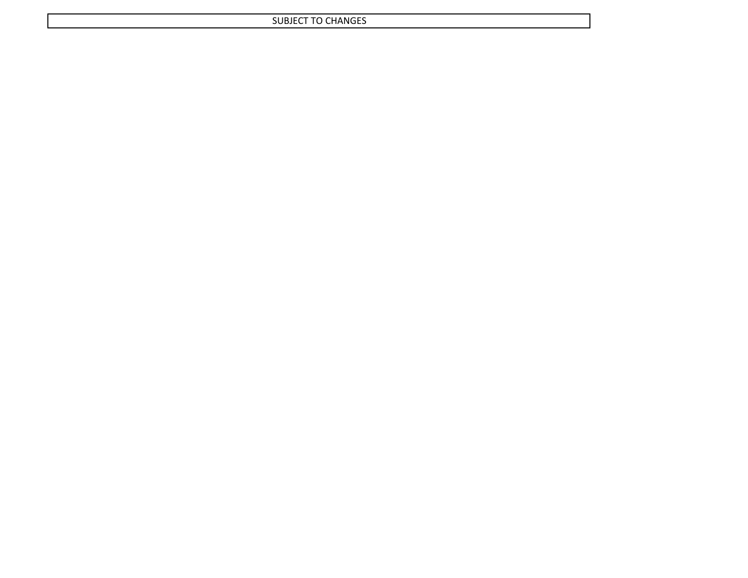SUBJECT TO CHANGES